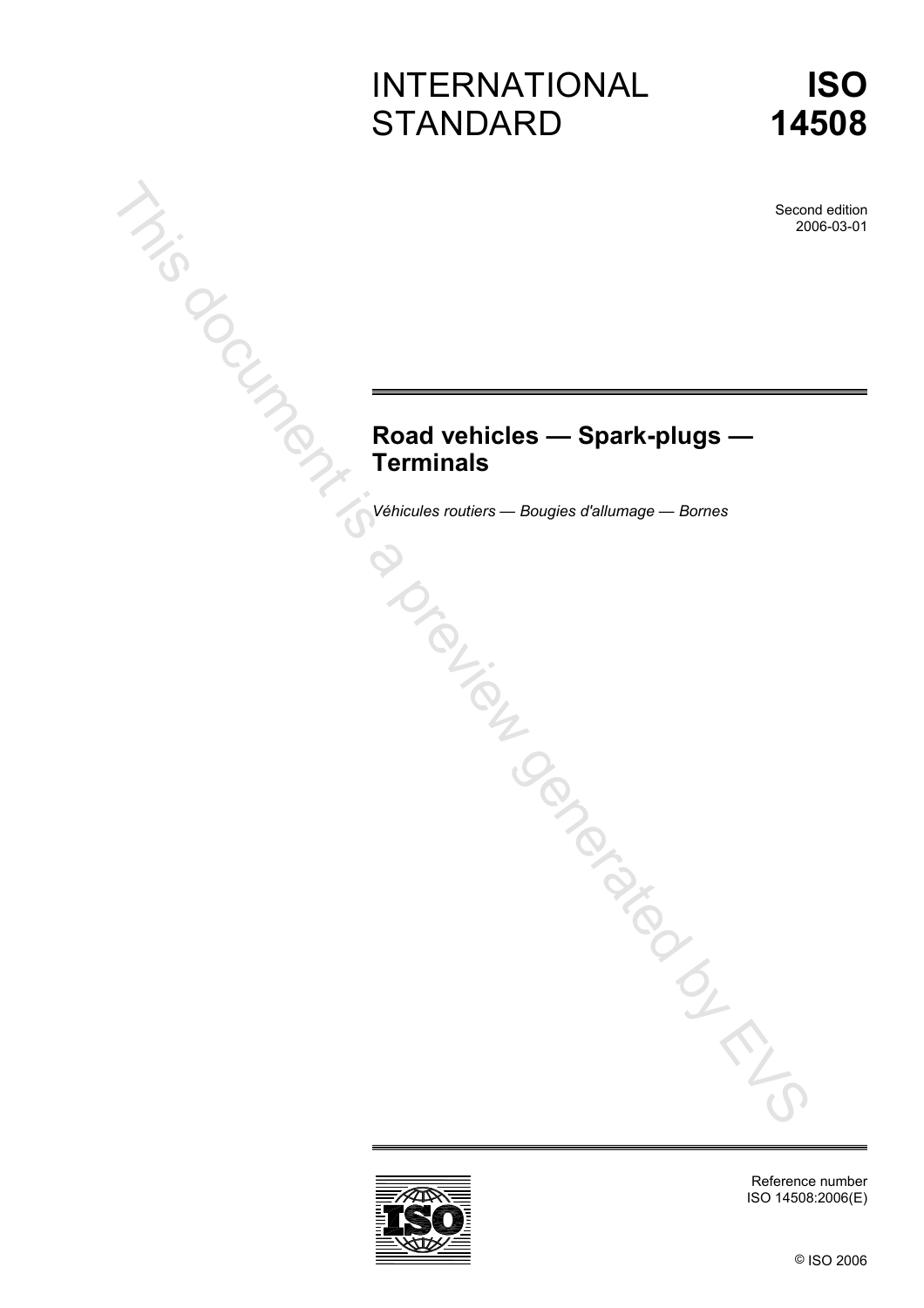# INTERNATIONAL STANDARD

# ISO 14508

Second edition
2006-03-01

## Road vehicles — Spark-plugs — Terminals

*Véhicules routiers — Bougies d'allumage — Bornes*

Reference number
ISO 14508:2006(E)

© ISO 2006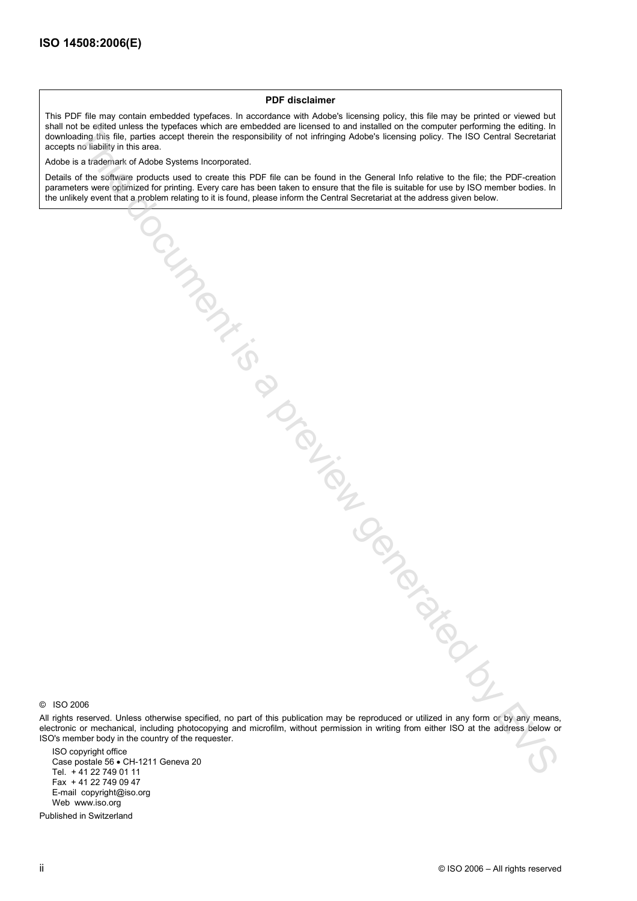**PDF disclaimer**

This PDF file may contain embedded typefaces. In accordance with Adobe's licensing policy, this file may be printed or viewed but shall not be edited unless the typefaces which are embedded are licensed to and installed on the computer performing the editing. In downloading this file, parties accept therein the responsibility of not infringing Adobe's licensing policy. The ISO Central Secretariat accepts no liability in this area.

Adobe is a trademark of Adobe Systems Incorporated.

Details of the software products used to create this PDF file can be found in the General Info relative to the file; the PDF-creation parameters were optimized for printing. Every care has been taken to ensure that the file is suitable for use by ISO member bodies. In the unlikely event that a problem relating to it is found, please inform the Central Secretariat at the address given below.

© ISO 2006

All rights reserved. Unless otherwise specified, no part of this publication may be reproduced or utilized in any form or by any means, electronic or mechanical, including photocopying and microfilm, without permission in writing from either ISO at the address below or ISO's member body in the country of the requester.

ISO copyright office
Case postale 56 • CH-1211 Geneva 20
Tel. + 41 22 749 01 11
Fax + 41 22 749 09 47
E-mail copyright@iso.org
Web www.iso.org

Published in Switzerland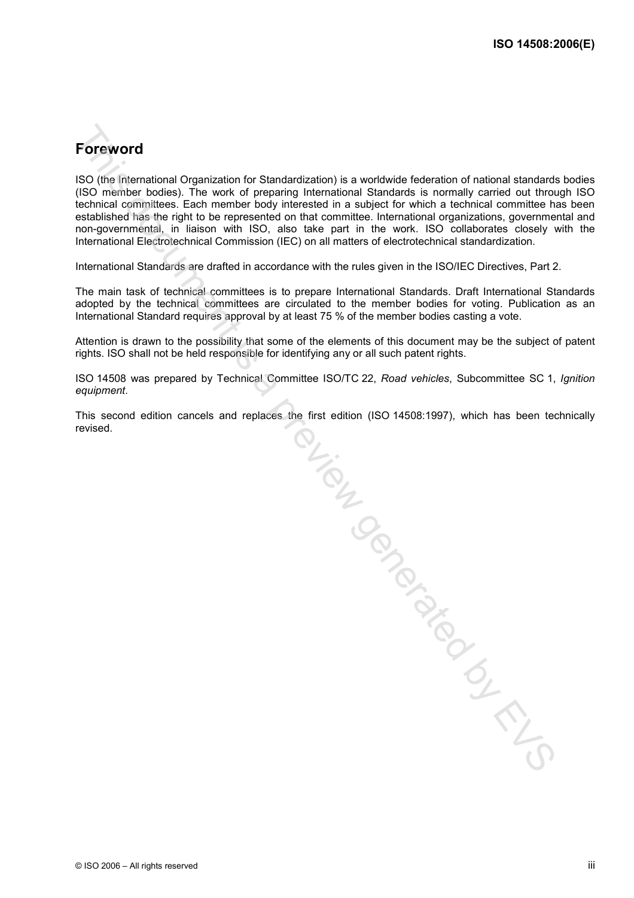# Foreword

ISO (the International Organization for Standardization) is a worldwide federation of national standards bodies (ISO member bodies). The work of preparing International Standards is normally carried out through ISO technical committees. Each member body interested in a subject for which a technical committee has been established has the right to be represented on that committee. International organizations, governmental and non-governmental, in liaison with ISO, also take part in the work. ISO collaborates closely with the International Electrotechnical Commission (IEC) on all matters of electrotechnical standardization.

International Standards are drafted in accordance with the rules given in the ISO/IEC Directives, Part 2.

The main task of technical committees is to prepare International Standards. Draft International Standards adopted by the technical committees are circulated to the member bodies for voting. Publication as an International Standard requires approval by at least 75 % of the member bodies casting a vote.

Attention is drawn to the possibility that some of the elements of this document may be the subject of patent rights. ISO shall not be held responsible for identifying any or all such patent rights.

ISO 14508 was prepared by Technical Committee ISO/TC 22, *Road vehicles*, Subcommittee SC 1, *Ignition equipment*.

This second edition cancels and replaces the first edition (ISO 14508:1997), which has been technically revised.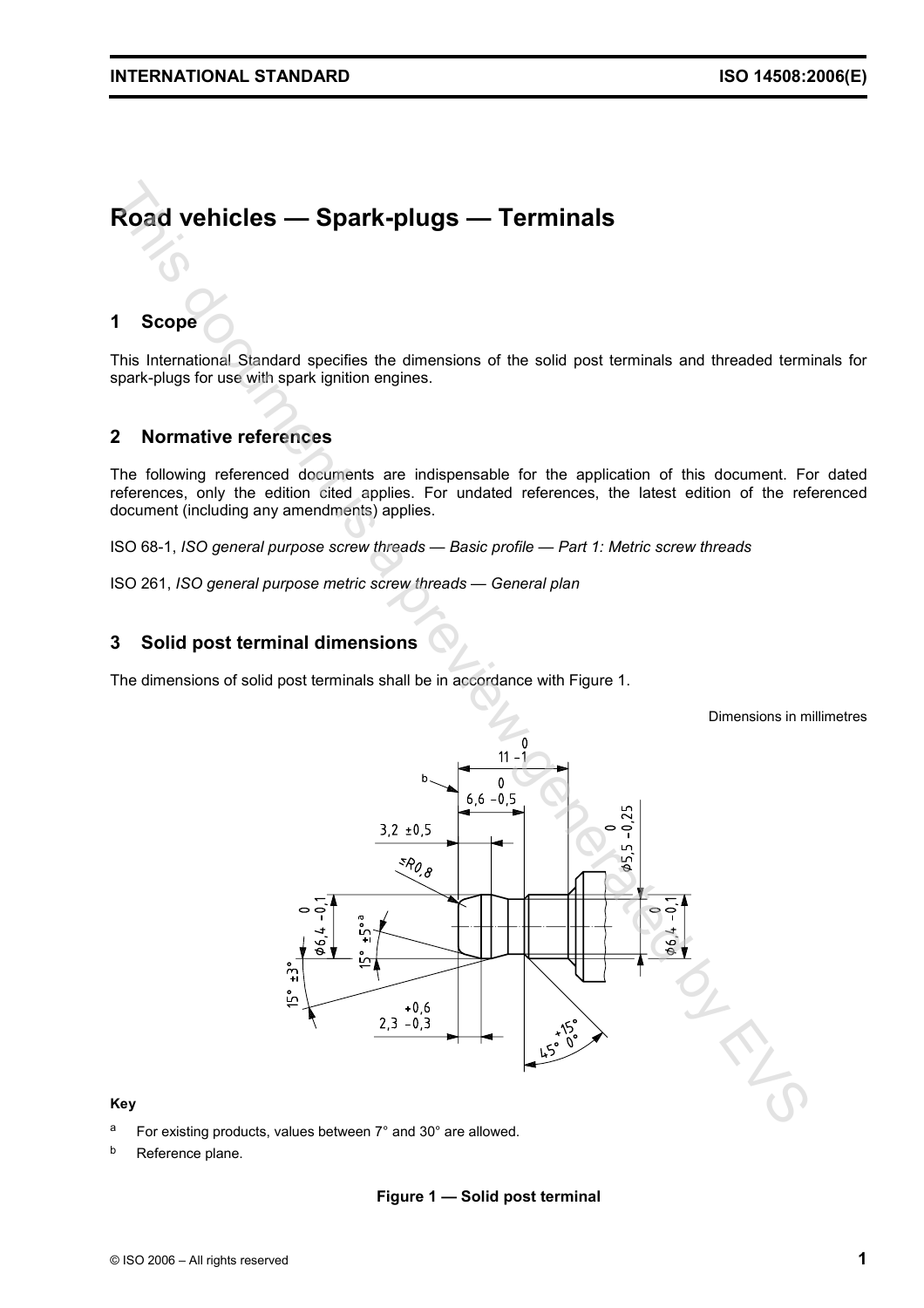# Road vehicles — Spark-plugs — Terminals

## 1 Scope

This International Standard specifies the dimensions of the solid post terminals and threaded terminals for spark-plugs for use with spark ignition engines.

## 2 Normative references

The following referenced documents are indispensable for the application of this document. For dated references, only the edition cited applies. For undated references, the latest edition of the referenced document (including any amendments) applies.

ISO 68-1, *ISO general purpose screw threads — Basic profile — Part 1: Metric screw threads*

ISO 261, *ISO general purpose metric screw threads — General plan*

## 3 Solid post terminal dimensions

The dimensions of solid post terminals shall be in accordance with Figure 1.

Dimensions in millimetres

11 0/−1

b

6,6 0/−0,5

3,2 ±0,5

≈R0,8

⌀5,5 0/−0,25

⌀6,4 0/−0,1

15° ±5° a

⌀6,4 0/−0,1

15° ±3°

2,3 +0,6/−0,3

45° +15°/0°

**Key**

a For existing products, values between 7° and 30° are allowed.

b Reference plane.

**Figure 1 — Solid post terminal**